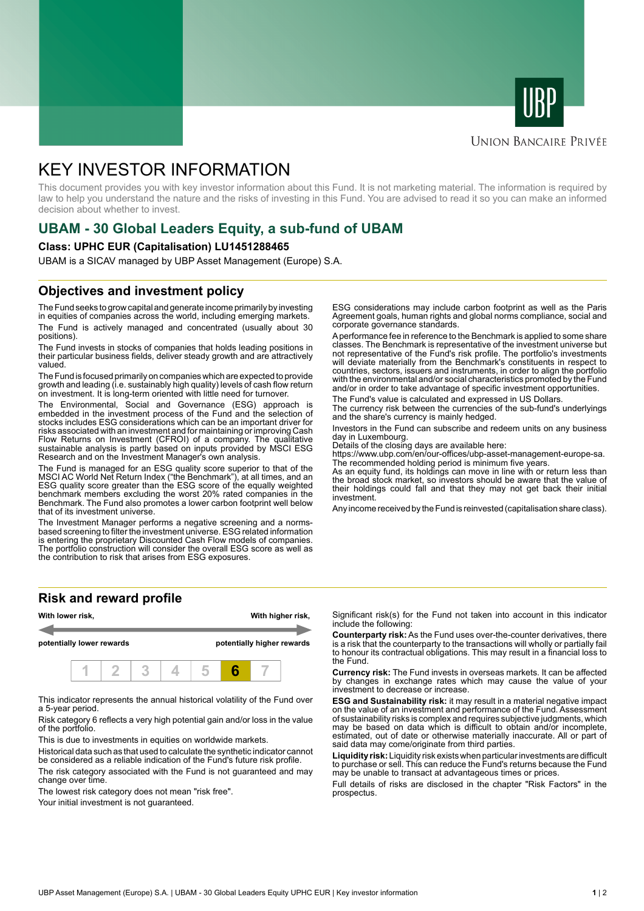UBP

Union Bancaire Privée

# KEY INVESTOR INFORMATION

This document provides you with key investor information about this Fund. It is not marketing material. The information is required by law to help you understand the nature and the risks of investing in this Fund. You are advised to read it so you can make an informed decision about whether to invest.

## UBAM - 30 Global Leaders Equity, a sub-fund of UBAM

**Class: UPHC EUR (Capitalisation) LU1451288465**

UBAM is a SICAV managed by UBP Asset Management (Europe) S.A.

## Objectives and investment policy

The Fund seeks to grow capital and generate income primarily by investing in equities of companies across the world, including emerging markets.

The Fund is actively managed and concentrated (usually about 30 positions).

The Fund invests in stocks of companies that holds leading positions in their particular business fields, deliver steady growth and are attractively valued.

The Fund is focused primarily on companies which are expected to provide growth and leading (i.e. sustainably high quality) levels of cash flow return on investment. It is long-term oriented with little need for turnover.

The Environmental, Social and Governance (ESG) approach is embedded in the investment process of the Fund and the selection of stocks includes ESG considerations which can be an important driver for risks associated with an investment and for maintaining or improving Cash Flow Returns on Investment (CFROI) of a company. The qualitative sustainable analysis is partly based on inputs provided by MSCI ESG Research and on the Investment Manager's own analysis.

The Fund is managed for an ESG quality score superior to that of the MSCI AC World Net Return Index ("the Benchmark"), at all times, and an ESG quality score greater than the ESG score of the equally weighted benchmark members excluding the worst 20% rated companies in the Benchmark. The Fund also promotes a lower carbon footprint well below that of its investment universe.

The Investment Manager performs a negative screening and a norms-based screening to filter the investment universe. ESG related information is entering the proprietary Discounted Cash Flow models of companies. The portfolio construction will consider the overall ESG score as well as the contribution to risk that arises from ESG exposures.

ESG considerations may include carbon footprint as well as the Paris Agreement goals, human rights and global norms compliance, social and corporate governance standards.

A performance fee in reference to the Benchmark is applied to some share classes. The Benchmark is representative of the investment universe but not representative of the Fund's risk profile. The portfolio's investments will deviate materially from the Benchmark's constituents in respect to countries, sectors, issuers and instruments, in order to align the portfolio with the environmental and/or social characteristics promoted by the Fund and/or in order to take advantage of specific investment opportunities.

The Fund's value is calculated and expressed in US Dollars.

The currency risk between the currencies of the sub-fund's underlyings and the share's currency is mainly hedged.

Investors in the Fund can subscribe and redeem units on any business day in Luxembourg.

Details of the closing days are available here:
https://www.ubp.com/en/our-offices/ubp-asset-management-europe-sa.

The recommended holding period is minimum five years.

As an equity fund, its holdings can move in line with or return less than the broad stock market, so investors should be aware that the value of their holdings could fall and that they may not get back their initial investment.

Any income received by the Fund is reinvested (capitalisation share class).

## Risk and reward profile

| With lower risk, potentially lower rewards | | | | | | With higher risk, potentially higher rewards |
|---|---|---|---|---|---|---|
| 1 | 2 | 3 | 4 | 5 | **6** | 7 |

This indicator represents the annual historical volatility of the Fund over a 5-year period.

Risk category 6 reflects a very high potential gain and/or loss in the value of the portfolio.

This is due to investments in equities on worldwide markets.

Historical data such as that used to calculate the synthetic indicator cannot be considered as a reliable indication of the Fund's future risk profile.

The risk category associated with the Fund is not guaranteed and may change over time.

The lowest risk category does not mean "risk free".

Your initial investment is not guaranteed.

Significant risk(s) for the Fund not taken into account in this indicator include the following:

**Counterparty risk:** As the Fund uses over-the-counter derivatives, there is a risk that the counterparty to the transactions will wholly or partially fail to honour its contractual obligations. This may result in a financial loss to the Fund.

**Currency risk:** The Fund invests in overseas markets. It can be affected by changes in exchange rates which may cause the value of your investment to decrease or increase.

**ESG and Sustainability risk:** it may result in a material negative impact on the value of an investment and performance of the Fund. Assessment of sustainability risks is complex and requires subjective judgments, which may be based on data which is difficult to obtain and/or incomplete, estimated, out of date or otherwise materially inaccurate. All or part of said data may come/originate from third parties.

**Liquidity risk:** Liquidity risk exists when particular investments are difficult to purchase or sell. This can reduce the Fund's returns because the Fund may be unable to transact at advantageous times or prices.

Full details of risks are disclosed in the chapter "Risk Factors" in the prospectus.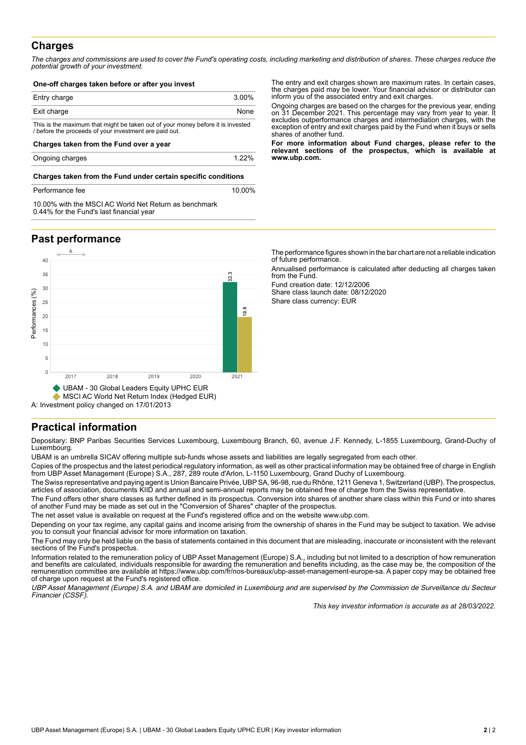## Charges

*The charges and commissions are used to cover the Fund's operating costs, including marketing and distribution of shares. These charges reduce the potential growth of your investment.*

| One-off charges taken before or after you invest | |
|---|---|
| Entry charge | 3.00% |
| Exit charge | None |

This is the maximum that might be taken out of your money before it is invested / before the proceeds of your investment are paid out.

| Charges taken from the Fund over a year | |
|---|---|
| Ongoing charges | 1.22% |

| Charges taken from the Fund under certain specific conditions | |
|---|---|
| Performance fee | 10.00% |

10.00% with the MSCI AC World Net Return as benchmark
0.44% for the Fund's last financial year

The entry and exit charges shown are maximum rates. In certain cases, the charges paid may be lower. Your financial advisor or distributor can inform you of the associated entry and exit charges.

Ongoing charges are based on the charges for the previous year, ending on 31 December 2021. This percentage may vary from year to year. It excludes outperformance charges and intermediation charges, with the exception of entry and exit charges paid by the Fund when it buys or sells shares of another fund.

**For more information about Fund charges, please refer to the relevant sections of the prospectus, which is available at www.ubp.com.**

## Past performance

A

40
35
30
25
20
15
10
5
0

Performances (%)

2017 2018 2019 2020 2021

32.3
19.8

UBAM - 30 Global Leaders Equity UPHC EUR
MSCI AC World Net Return Index (Hedged EUR)

A: Investment policy changed on 17/01/2013

The performance figures shown in the bar chart are not a reliable indication of future performance.

Annualised performance is calculated after deducting all charges taken from the Fund.

Fund creation date: 12/12/2006
Share class launch date: 08/12/2020
Share class currency: EUR

## Practical information

Depositary: BNP Paribas Securities Services Luxembourg, Luxembourg Branch, 60, avenue J.F. Kennedy, L-1855 Luxembourg, Grand-Duchy of Luxembourg.

UBAM is an umbrella SICAV offering multiple sub-funds whose assets and liabilities are legally segregated from each other.

Copies of the prospectus and the latest periodical regulatory information, as well as other practical information may be obtained free of charge in English from UBP Asset Management (Europe) S.A., 287, 289 route d'Arlon, L-1150 Luxembourg, Grand Duchy of Luxembourg.

The Swiss representative and paying agent is Union Bancaire Privée, UBP SA, 96-98, rue du Rhône, 1211 Geneva 1, Switzerland (UBP). The prospectus, articles of association, documents KIID and annual and semi-annual reports may be obtained free of charge from the Swiss representative.

The Fund offers other share classes as further defined in its prospectus. Conversion into shares of another share class within this Fund or into shares of another Fund may be made as set out in the "Conversion of Shares" chapter of the prospectus.

The net asset value is available on request at the Fund's registered office and on the website www.ubp.com.

Depending on your tax regime, any capital gains and income arising from the ownership of shares in the Fund may be subject to taxation. We advise you to consult your financial advisor for more information on taxation.

The Fund may only be held liable on the basis of statements contained in this document that are misleading, inaccurate or inconsistent with the relevant sections of the Fund's prospectus.

Information related to the remuneration policy of UBP Asset Management (Europe) S.A., including but not limited to a description of how remuneration and benefits are calculated, individuals responsible for awarding the remuneration and benefits including, as the case may be, the composition of the remuneration committee are available at https://www.ubp.com/fr/nos-bureaux/ubp-asset-management-europe-sa. A paper copy may be obtained free of charge upon request at the Fund's registered office.

*UBP Asset Management (Europe) S.A. and UBAM are domiciled in Luxembourg and are supervised by the Commission de Surveillance du Secteur Financier (CSSF).*

*This key investor information is accurate as at 28/03/2022.*